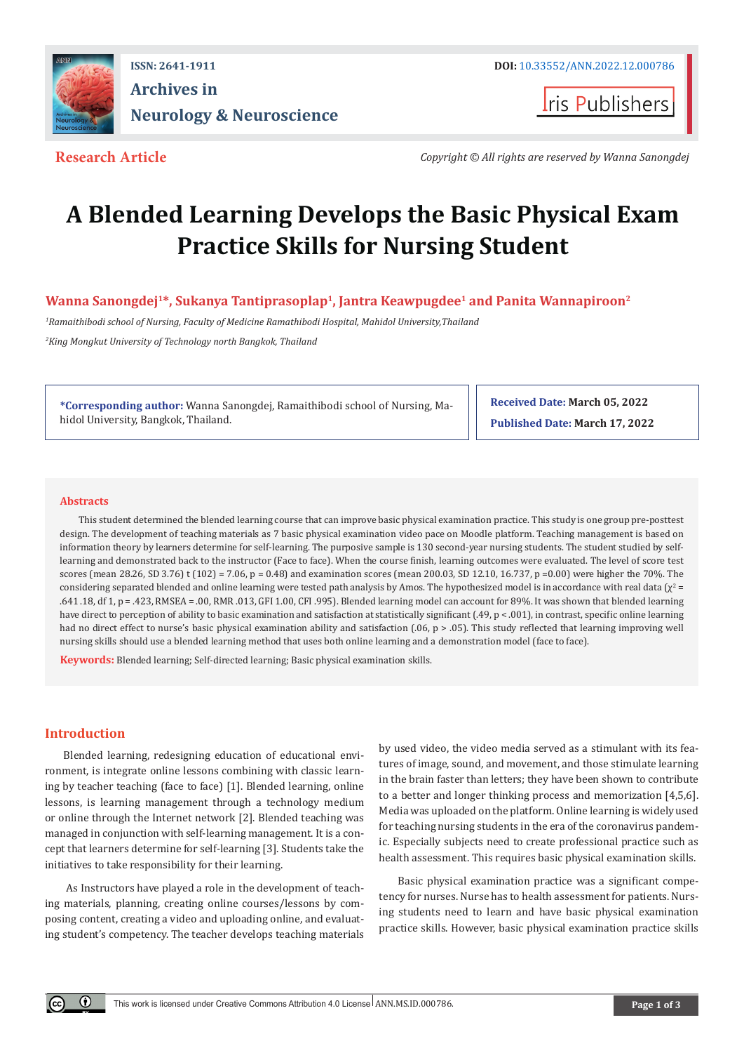ISSN: 2641-1911

**Archives in Neurology & Neuroscience**

DOI: 10.33552/ANN.2022.12.000786

**Research Article**

*Copyright © All rights are reserved by Wanna Sanongdej*

# A Blended Learning Develops the Basic Physical Exam Practice Skills for Nursing Student

**Wanna Sanongdej[1]*, Sukanya Tantiprasoplap[1], Jantra Keawpugdee[1] and Panita Wannapiroon[2]**

[1] *Ramaithibodi school of Nursing, Faculty of Medicine Ramathibodi Hospital, Mahidol University,Thailand*

[2] *King Mongkut University of Technology north Bangkok, Thailand*

**\*Corresponding author:** Wanna Sanongdej, Ramaithibodi school of Nursing, Mahidol University, Bangkok, Thailand.

**Received Date:** March 05, 2022

**Published Date:** March 17, 2022

## Abstracts

This student determined the blended learning course that can improve basic physical examination practice. This study is one group pre-posttest design. The development of teaching materials as 7 basic physical examination video pace on Moodle platform. Teaching management is based on information theory by learners determine for self-learning. The purposive sample is 130 second-year nursing students. The student studied by self-learning and demonstrated back to the instructor (Face to face). When the course finish, learning outcomes were evaluated. The level of score test scores (mean 28.26, SD 3.76) t (102) = 7.06, p = 0.48) and examination scores (mean 200.03, SD 12.10, 16.737, p =0.00) were higher the 70%. The considering separated blended and online learning were tested path analysis by Amos. The hypothesized model is in accordance with real data ($\chi^2$ = .641 .18, df 1, p = .423, RMSEA = .00, RMR .013, GFI 1.00, CFI .995). Blended learning model can account for 89%. It was shown that blended learning have direct to perception of ability to basic examination and satisfaction at statistically significant (.49, p < .001), in contrast, specific online learning had no direct effect to nurse's basic physical examination ability and satisfaction (.06, p > .05). This study reflected that learning improving well nursing skills should use a blended learning method that uses both online learning and a demonstration model (face to face).

**Keywords:** Blended learning; Self-directed learning; Basic physical examination skills.

## Introduction

Blended learning, redesigning education of educational environment, is integrate online lessons combining with classic learning by teacher teaching (face to face) [1]. Blended learning, online lessons, is learning management through a technology medium or online through the Internet network [2]. Blended teaching was managed in conjunction with self-learning management. It is a concept that learners determine for self-learning [3]. Students take the initiatives to take responsibility for their learning.

As Instructors have played a role in the development of teaching materials, planning, creating online courses/lessons by composing content, creating a video and uploading online, and evaluating student's competency. The teacher develops teaching materials by used video, the video media served as a stimulant with its features of image, sound, and movement, and those stimulate learning in the brain faster than letters; they have been shown to contribute to a better and longer thinking process and memorization [4,5,6]. Media was uploaded on the platform. Online learning is widely used for teaching nursing students in the era of the coronavirus pandemic. Especially subjects need to create professional practice such as health assessment. This requires basic physical examination skills.

Basic physical examination practice was a significant competency for nurses. Nurse has to health assessment for patients. Nursing students need to learn and have basic physical examination practice skills. However, basic physical examination practice skills

This work is licensed under Creative Commons Attribution 4.0 License ANN.MS.ID.000786.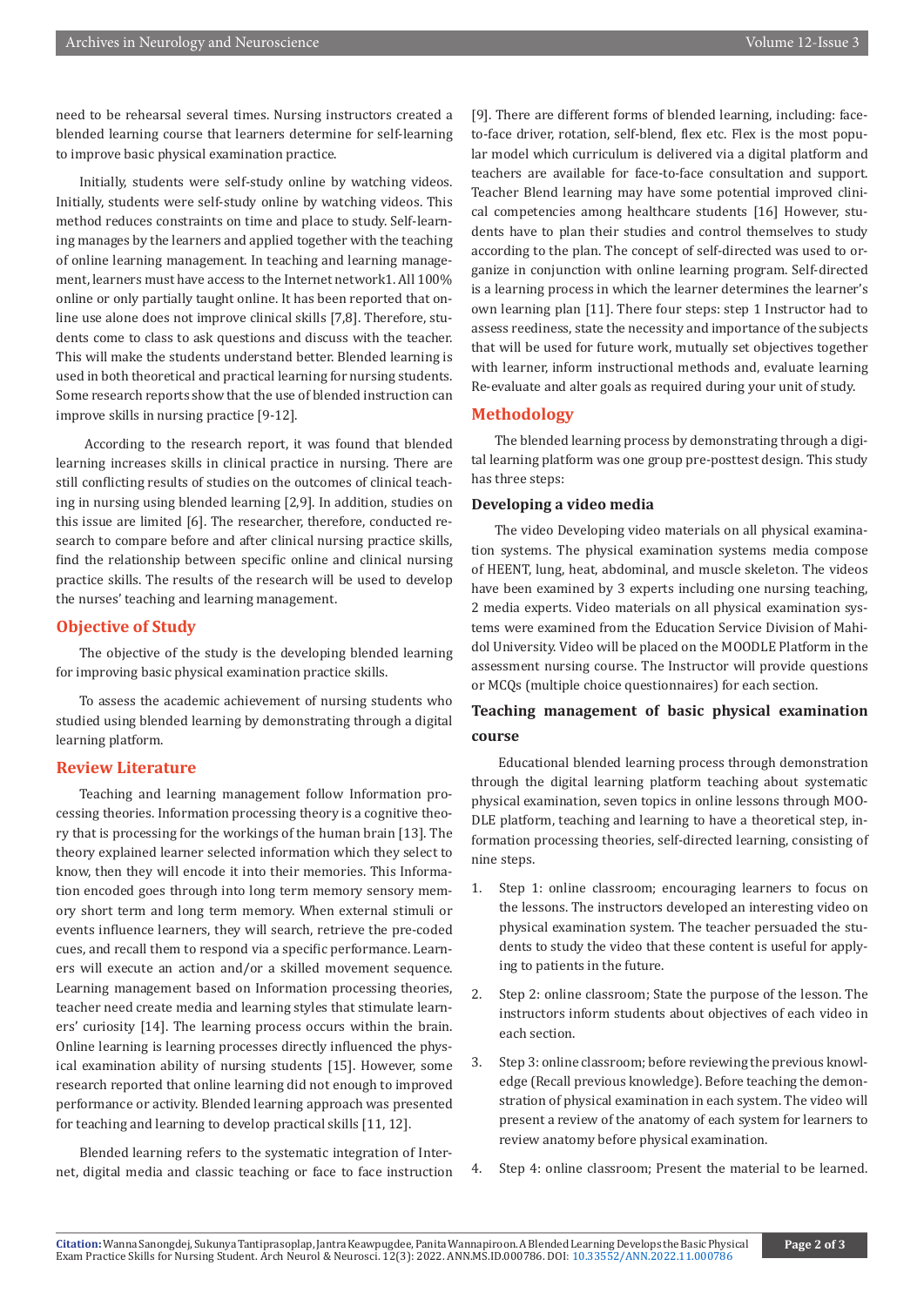need to be rehearsal several times. Nursing instructors created a blended learning course that learners determine for self-learning to improve basic physical examination practice.

Initially, students were self-study online by watching videos. Initially, students were self-study online by watching videos. This method reduces constraints on time and place to study. Self-learning manages by the learners and applied together with the teaching of online learning management. In teaching and learning management, learners must have access to the Internet network1. All 100% online or only partially taught online. It has been reported that online use alone does not improve clinical skills [7,8]. Therefore, students come to class to ask questions and discuss with the teacher. This will make the students understand better. Blended learning is used in both theoretical and practical learning for nursing students. Some research reports show that the use of blended instruction can improve skills in nursing practice [9-12].

According to the research report, it was found that blended learning increases skills in clinical practice in nursing. There are still conflicting results of studies on the outcomes of clinical teaching in nursing using blended learning [2,9]. In addition, studies on this issue are limited [6]. The researcher, therefore, conducted research to compare before and after clinical nursing practice skills, find the relationship between specific online and clinical nursing practice skills. The results of the research will be used to develop the nurses' teaching and learning management.

## Objective of Study

The objective of the study is the developing blended learning for improving basic physical examination practice skills.

To assess the academic achievement of nursing students who studied using blended learning by demonstrating through a digital learning platform.

## Review Literature

Teaching and learning management follow Information processing theories. Information processing theory is a cognitive theory that is processing for the workings of the human brain [13]. The theory explained learner selected information which they select to know, then they will encode it into their memories. This Information encoded goes through into long term memory sensory memory short term and long term memory. When external stimuli or events influence learners, they will search, retrieve the pre-coded cues, and recall them to respond via a specific performance. Learners will execute an action and/or a skilled movement sequence. Learning management based on Information processing theories, teacher need create media and learning styles that stimulate learners' curiosity [14]. The learning process occurs within the brain. Online learning is learning processes directly influenced the physical examination ability of nursing students [15]. However, some research reported that online learning did not enough to improved performance or activity. Blended learning approach was presented for teaching and learning to develop practical skills [11, 12].

Blended learning refers to the systematic integration of Internet, digital media and classic teaching or face to face instruction [9]. There are different forms of blended learning, including: face-to-face driver, rotation, self-blend, flex etc. Flex is the most popular model which curriculum is delivered via a digital platform and teachers are available for face-to-face consultation and support. Teacher Blend learning may have some potential improved clinical competencies among healthcare students [16] However, students have to plan their studies and control themselves to study according to the plan. The concept of self-directed was used to organize in conjunction with online learning program. Self-directed is a learning process in which the learner determines the learner's own learning plan [11]. There four steps: step 1 Instructor had to assess reediness, state the necessity and importance of the subjects that will be used for future work, mutually set objectives together with learner, inform instructional methods and, evaluate learning Re-evaluate and alter goals as required during your unit of study.

## Methodology

The blended learning process by demonstrating through a digital learning platform was one group pre-posttest design. This study has three steps:

### Developing a video media

The video Developing video materials on all physical examination systems. The physical examination systems media compose of HEENT, lung, heat, abdominal, and muscle skeleton. The videos have been examined by 3 experts including one nursing teaching, 2 media experts. Video materials on all physical examination systems were examined from the Education Service Division of Mahidol University. Video will be placed on the MOODLE Platform in the assessment nursing course. The Instructor will provide questions or MCQs (multiple choice questionnaires) for each section.

### Teaching management of basic physical examination course

Educational blended learning process through demonstration through the digital learning platform teaching about systematic physical examination, seven topics in online lessons through MOODLE platform, teaching and learning to have a theoretical step, information processing theories, self-directed learning, consisting of nine steps.

1. Step 1: online classroom; encouraging learners to focus on the lessons. The instructors developed an interesting video on physical examination system. The teacher persuaded the students to study the video that these content is useful for applying to patients in the future.
2. Step 2: online classroom; State the purpose of the lesson. The instructors inform students about objectives of each video in each section.
3. Step 3: online classroom; before reviewing the previous knowledge (Recall previous knowledge). Before teaching the demonstration of physical examination in each system. The video will present a review of the anatomy of each system for learners to review anatomy before physical examination.
4. Step 4: online classroom; Present the material to be learned.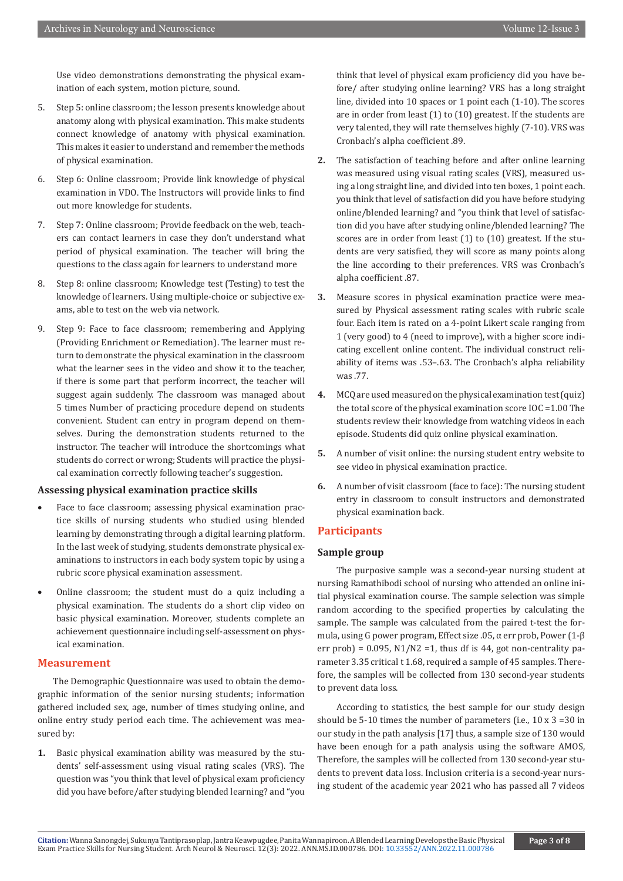Use video demonstrations demonstrating the physical examination of each system, motion picture, sound.

5. Step 5: online classroom; the lesson presents knowledge about anatomy along with physical examination. This make students connect knowledge of anatomy with physical examination. This makes it easier to understand and remember the methods of physical examination.

6. Step 6: Online classroom; Provide link knowledge of physical examination in VDO. The Instructors will provide links to find out more knowledge for students.

7. Step 7: Online classroom; Provide feedback on the web, teachers can contact learners in case they don't understand what period of physical examination. The teacher will bring the questions to the class again for learners to understand more

8. Step 8: online classroom; Knowledge test (Testing) to test the knowledge of learners. Using multiple-choice or subjective exams, able to test on the web via network.

9. Step 9: Face to face classroom; remembering and Applying (Providing Enrichment or Remediation). The learner must return to demonstrate the physical examination in the classroom what the learner sees in the video and show it to the teacher, if there is some part that perform incorrect, the teacher will suggest again suddenly. The classroom was managed about 5 times Number of practicing procedure depend on students convenient. Student can entry in program depend on themselves. During the demonstration students returned to the instructor. The teacher will introduce the shortcomings what students do correct or wrong; Students will practice the physical examination correctly following teacher's suggestion.

### Assessing physical examination practice skills

- Face to face classroom; assessing physical examination practice skills of nursing students who studied using blended learning by demonstrating through a digital learning platform. In the last week of studying, students demonstrate physical examinations to instructors in each body system topic by using a rubric score physical examination assessment.
- Online classroom; the student must do a quiz including a physical examination. The students do a short clip video on basic physical examination. Moreover, students complete an achievement questionnaire including self-assessment on physical examination.

## Measurement

The Demographic Questionnaire was used to obtain the demographic information of the senior nursing students; information gathered included sex, age, number of times studying online, and online entry study period each time. The achievement was measured by:

1. Basic physical examination ability was measured by the students' self-assessment using visual rating scales (VRS). The question was "you think that level of physical exam proficiency did you have before/after studying blended learning? and "you think that level of physical exam proficiency did you have before/ after studying online learning? VRS has a long straight line, divided into 10 spaces or 1 point each (1-10). The scores are in order from least (1) to (10) greatest. If the students are very talented, they will rate themselves highly (7-10). VRS was Cronbach's alpha coefficient .89.

2. The satisfaction of teaching before and after online learning was measured using visual rating scales (VRS), measured using a long straight line, and divided into ten boxes, 1 point each. you think that level of satisfaction did you have before studying online/blended learning? and "you think that level of satisfaction did you have after studying online/blended learning? The scores are in order from least (1) to (10) greatest. If the students are very satisfied, they will score as many points along the line according to their preferences. VRS was Cronbach's alpha coefficient .87.

3. Measure scores in physical examination practice were measured by Physical assessment rating scales with rubric scale four. Each item is rated on a 4-point Likert scale ranging from 1 (very good) to 4 (need to improve), with a higher score indicating excellent online content. The individual construct reliability of items was .53–.63. The Cronbach's alpha reliability was .77.

4. MCQ are used measured on the physical examination test (quiz) the total score of the physical examination score IOC =1.00 The students review their knowledge from watching videos in each episode. Students did quiz online physical examination.

5. A number of visit online: the nursing student entry website to see video in physical examination practice.

6. A number of visit classroom (face to face): The nursing student entry in classroom to consult instructors and demonstrated physical examination back.

## Participants

### Sample group

The purposive sample was a second-year nursing student at nursing Ramathibodi school of nursing who attended an online initial physical examination course. The sample selection was simple random according to the specified properties by calculating the sample. The sample was calculated from the paired t-test the formula, using G power program, Effect size .05, $\alpha$ err prob, Power ($1-\beta$ err prob) = 0.095, N1/N2 =1, thus df is 44, got non-centrality parameter 3.35 critical t 1.68, required a sample of 45 samples. Therefore, the samples will be collected from 130 second-year students to prevent data loss.

According to statistics, the best sample for our study design should be 5-10 times the number of parameters (i.e., 10 x 3 =30 in our study in the path analysis [17] thus, a sample size of 130 would have been enough for a path analysis using the software AMOS, Therefore, the samples will be collected from 130 second-year students to prevent data loss. Inclusion criteria is a second-year nursing student of the academic year 2021 who has passed all 7 videos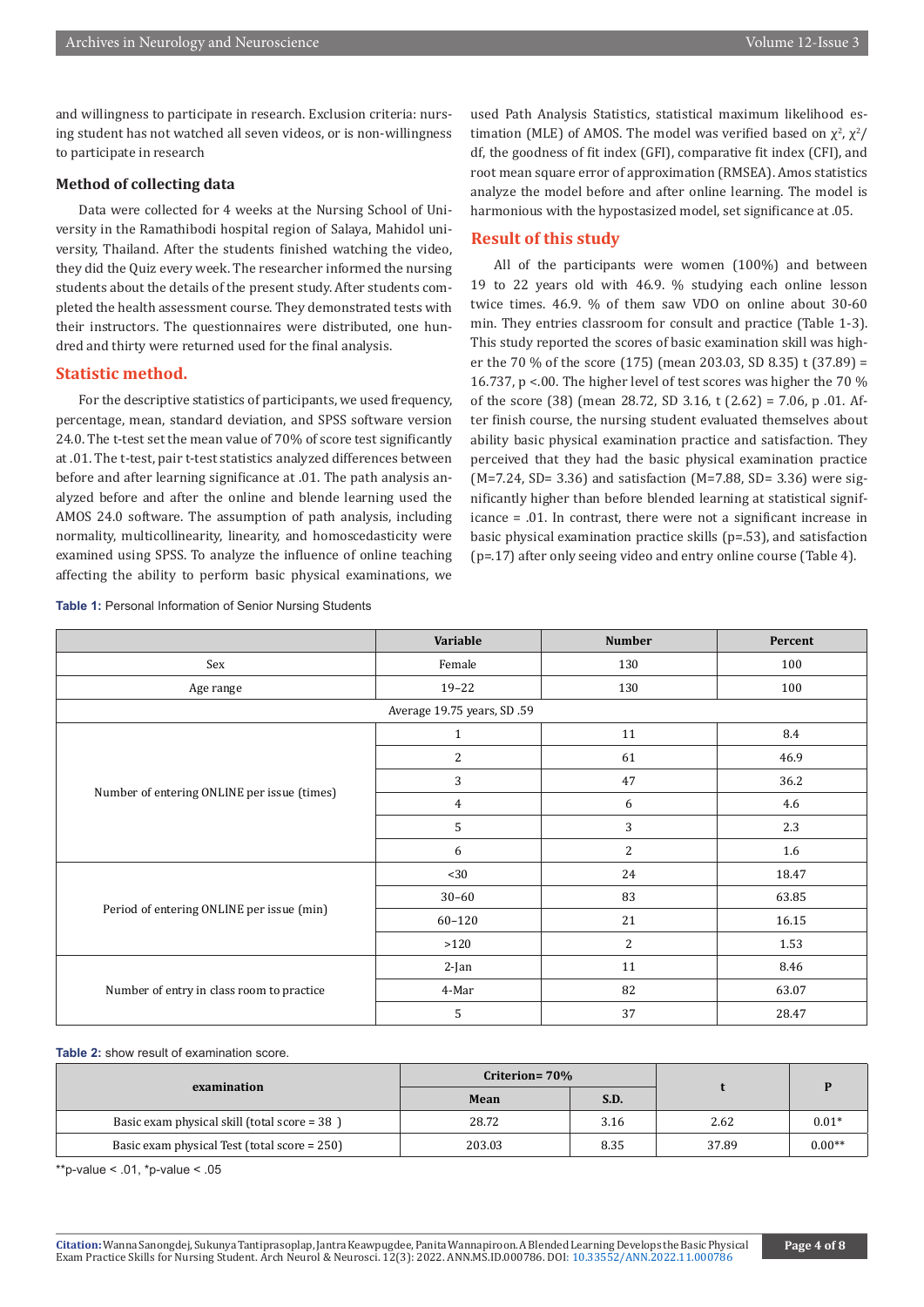and willingness to participate in research. Exclusion criteria: nursing student has not watched all seven videos, or is non-willingness to participate in research

### Method of collecting data

Data were collected for 4 weeks at the Nursing School of University in the Ramathibodi hospital region of Salaya, Mahidol university, Thailand. After the students finished watching the video, they did the Quiz every week. The researcher informed the nursing students about the details of the present study. After students completed the health assessment course. They demonstrated tests with their instructors. The questionnaires were distributed, one hundred and thirty were returned used for the final analysis.

## Statistic method.

For the descriptive statistics of participants, we used frequency, percentage, mean, standard deviation, and SPSS software version 24.0. The t-test set the mean value of 70% of score test significantly at .01. The t-test, pair t-test statistics analyzed differences between before and after learning significance at .01. The path analysis analyzed before and after the online and blende learning used the AMOS 24.0 software. The assumption of path analysis, including normality, multicollinearity, linearity, and homoscedasticity were examined using SPSS. To analyze the influence of online teaching affecting the ability to perform basic physical examinations, we used Path Analysis Statistics, statistical maximum likelihood estimation (MLE) of AMOS. The model was verified based on $\chi^2$, $\chi^2$/df, the goodness of fit index (GFI), comparative fit index (CFI), and root mean square error of approximation (RMSEA). Amos statistics analyze the model before and after online learning. The model is harmonious with the hypostasized model, set significance at .05.

## Result of this study

All of the participants were women (100%) and between 19 to 22 years old with 46.9. % studying each online lesson twice times. 46.9. % of them saw VDO on online about 30-60 min. They entries classroom for consult and practice (Table 1-3). This study reported the scores of basic examination skill was higher the 70 % of the score (175) (mean 203.03, SD 8.35) t (37.89) = 16.737, p <.00. The higher level of test scores was higher the 70 % of the score (38) (mean 28.72, SD 3.16, t (2.62) = 7.06, p .01. After finish course, the nursing student evaluated themselves about ability basic physical examination practice and satisfaction. They perceived that they had the basic physical examination practice (M=7.24, SD= 3.36) and satisfaction (M=7.88, SD= 3.36) were significantly higher than before blended learning at statistical significance = .01. In contrast, there were not a significant increase in basic physical examination practice skills (p=.53), and satisfaction (p=.17) after only seeing video and entry online course (Table 4).

**Table 1:** Personal Information of Senior Nursing Students

| | Variable | Number | Percent |
|---|---|---|---|
| Sex | Female | 130 | 100 |
| Age range | 19–22 | 130 | 100 |
| Average 19.75 years, SD .59 | | | |
| Number of entering ONLINE per issue (times) | 1 | 11 | 8.4 |
| | 2 | 61 | 46.9 |
| | 3 | 47 | 36.2 |
| | 4 | 6 | 4.6 |
| | 5 | 3 | 2.3 |
| | 6 | 2 | 1.6 |
| Period of entering ONLINE per issue (min) | <30 | 24 | 18.47 |
| | 30–60 | 83 | 63.85 |
| | 60–120 | 21 | 16.15 |
| | >120 | 2 | 1.53 |
| Number of entry in class room to practice | 2-Jan | 11 | 8.46 |
| | 4-Mar | 82 | 63.07 |
| | 5 | 37 | 28.47 |

**Table 2:** show result of examination score.

| examination | Criterion= 70% | | t | P |
|---|---|---|---|---|
| | Mean | S.D. | | |
| Basic exam physical skill (total score = 38 ) | 28.72 | 3.16 | 2.62 | 0.01* |
| Basic exam physical Test (total score = 250) | 203.03 | 8.35 | 37.89 | 0.00** |

**p-value < .01, *p-value < .05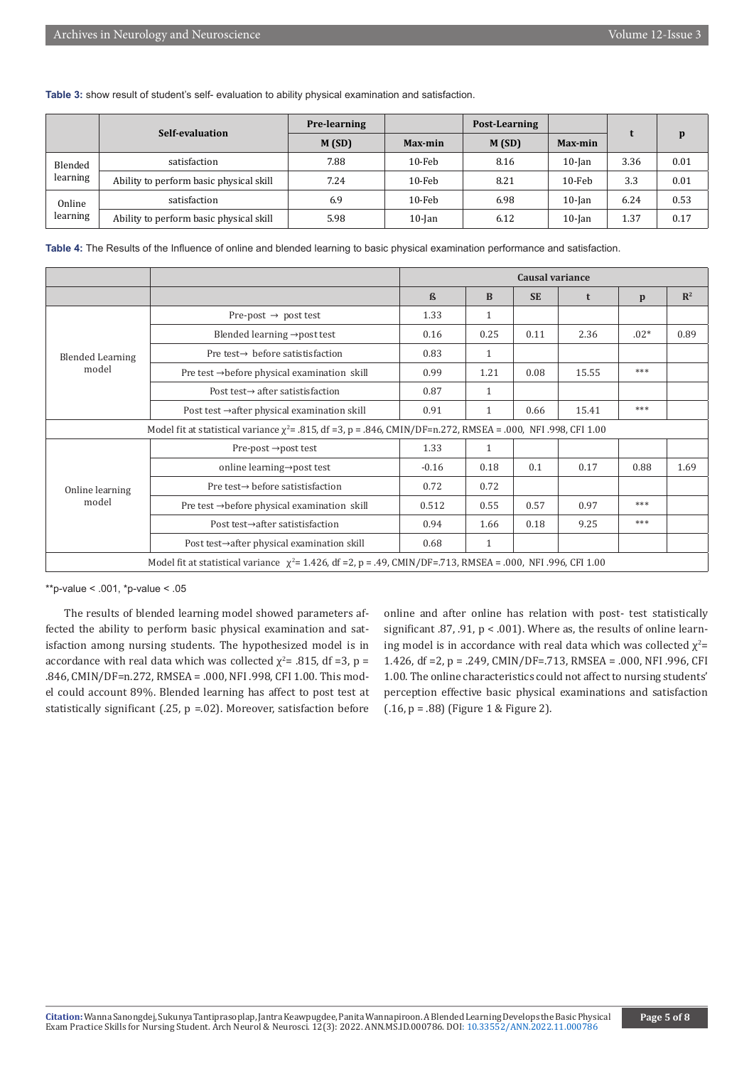**Table 3:** show result of student's self- evaluation to ability physical examination and satisfaction.

| | Self-evaluation | Pre-learning | | Post-Learning | | t | p |
|---|---|---|---|---|---|---|---|
| | | M (SD) | Max-min | M (SD) | Max-min | | |
| Blended learning | satisfaction | 7.88 | 10-Feb | 8.16 | 10-Jan | 3.36 | 0.01 |
| | Ability to perform basic physical skill | 7.24 | 10-Feb | 8.21 | 10-Feb | 3.3 | 0.01 |
| Online learning | satisfaction | 6.9 | 10-Feb | 6.98 | 10-Jan | 6.24 | 0.53 |
| | Ability to perform basic physical skill | 5.98 | 10-Jan | 6.12 | 10-Jan | 1.37 | 0.17 |

**Table 4:** The Results of the Influence of online and blended learning to basic physical examination performance and satisfaction.

| | | Causal variance | | | | | |
|---|---|---|---|---|---|---|---|
| | | ß | B | SE | t | p | $R^2$ |
| Blended Learning model | Pre-post → post test | 1.33 | 1 | | | | |
| | Blended learning →post test | 0.16 | 0.25 | 0.11 | 2.36 | .02* | 0.89 |
| | Pre test→ before satistisfaction | 0.83 | 1 | | | | |
| | Pre test →before physical examination skill | 0.99 | 1.21 | 0.08 | 15.55 | *** | |
| | Post test→ after satisfaction | 0.87 | 1 | | | | |
| | Post test →after physical examination skill | 0.91 | 1 | 0.66 | 15.41 | *** | |
| Model fit at statistical variance $\chi^2$= .815, df =3, p = .846, CMIN/DF=n.272, RMSEA = .000, NFI .998, CFI 1.00 | | | | | | | |
| Online learning model | Pre-post →post test | 1.33 | 1 | | | | |
| | online learning→post test | -0.16 | 0.18 | 0.1 | 0.17 | 0.88 | 1.69 |
| | Pre test→ before satistisfaction | 0.72 | 0.72 | | | | |
| | Pre test →before physical examination skill | 0.512 | 0.55 | 0.57 | 0.97 | *** | |
| | Post test→after satistisfaction | 0.94 | 1.66 | 0.18 | 9.25 | *** | |
| | Post test→after physical examination skill | 0.68 | 1 | | | | |
| Model fit at statistical variance $\chi^2$= 1.426, df =2, p = .49, CMIN/DF=.713, RMSEA = .000, NFI .996, CFI 1.00 | | | | | | | |

**p-value < .001, *p-value < .05

The results of blended learning model showed parameters affected the ability to perform basic physical examination and satisfaction among nursing students. The hypothesized model is in accordance with real data which was collected $\chi^2$= .815, df =3, p = .846, CMIN/DF=n.272, RMSEA = .000, NFI .998, CFI 1.00. This model could account 89%. Blended learning has affect to post test at statistically significant (.25, p =.02). Moreover, satisfaction before online and after online has relation with post- test statistically significant .87, .91, p < .001). Where as, the results of online learning model is in accordance with real data which was collected $\chi^2$= 1.426, df =2, p = .249, CMIN/DF=.713, RMSEA = .000, NFI .996, CFI 1.00. The online characteristics could not affect to nursing students' perception effective basic physical examinations and satisfaction (.16, p = .88) (Figure 1 & Figure 2).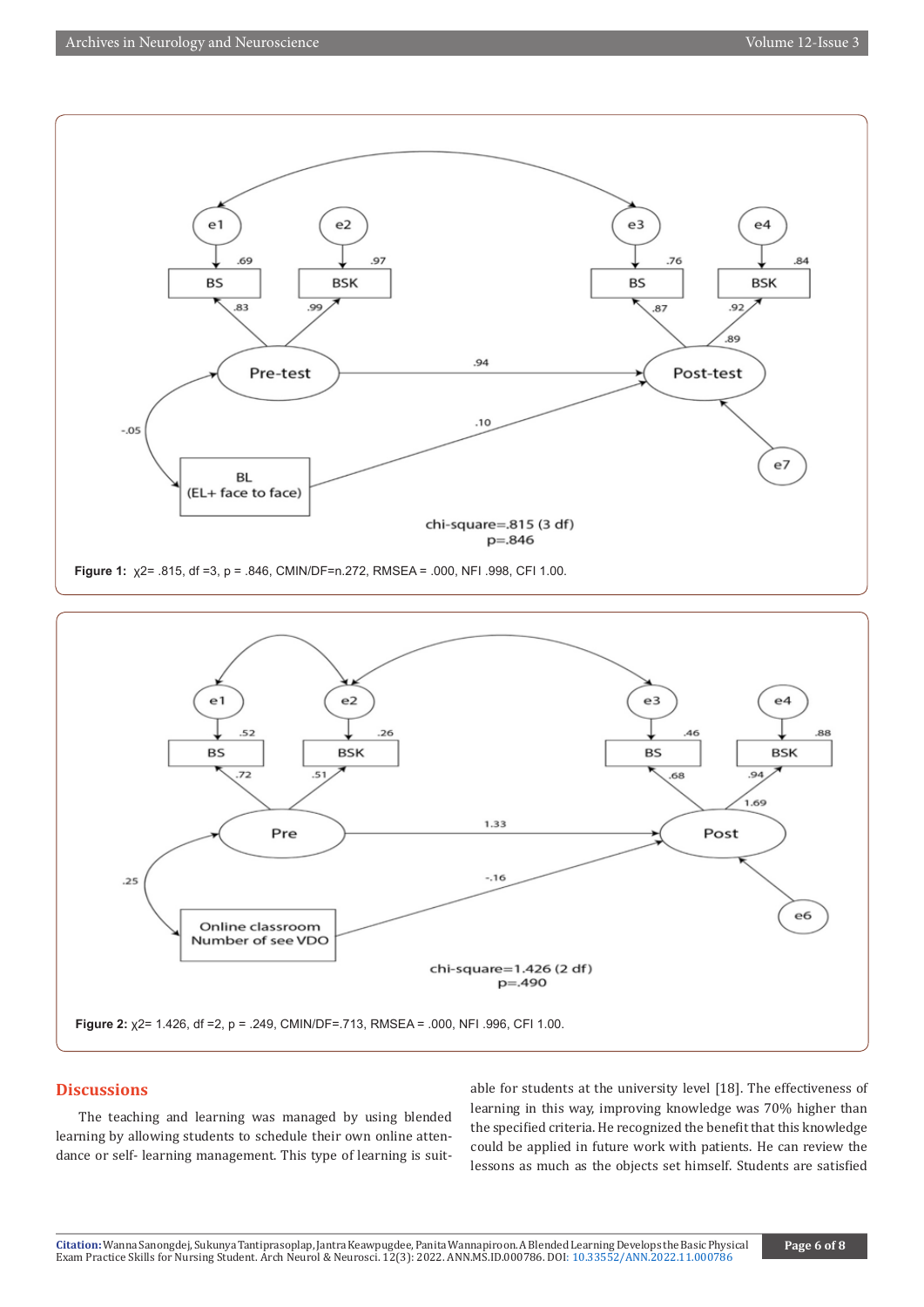Figure 1: $\chi^2$= .815, df =3, p = .846, CMIN/DF=n.272, RMSEA = .000, NFI .998, CFI 1.00.

Figure 2: $\chi^2$= 1.426, df =2, p = .249, CMIN/DF=.713, RMSEA = .000, NFI .996, CFI 1.00.

## Discussions

The teaching and learning was managed by using blended learning by allowing students to schedule their own online attendance or self- learning management. This type of learning is suitable for students at the university level [18]. The effectiveness of learning in this way, improving knowledge was 70% higher than the specified criteria. He recognized the benefit that this knowledge could be applied in future work with patients. He can review the lessons as much as the objects set himself. Students are satisfied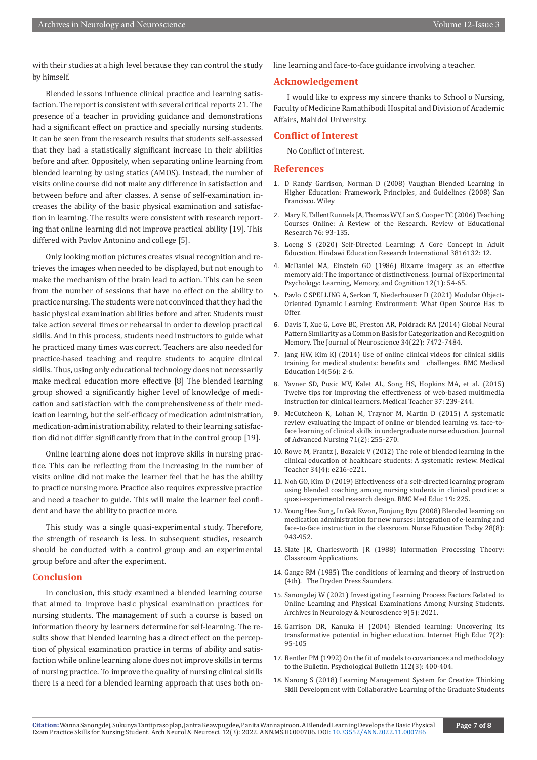with their studies at a high level because they can control the study by himself.

Blended lessons influence clinical practice and learning satisfaction. The report is consistent with several critical reports 21. The presence of a teacher in providing guidance and demonstrations had a significant effect on practice and specially nursing students. It can be seen from the research results that students self-assessed that they had a statistically significant increase in their abilities before and after. Oppositely, when separating online learning from blended learning by using statics (AMOS). Instead, the number of visits online course did not make any difference in satisfaction and between before and after classes. A sense of self-examination increases the ability of the basic physical examination and satisfaction in learning. The results were consistent with research reporting that online learning did not improve practical ability [19]. This differed with Pavlov Antonino and college [5].

Only looking motion pictures creates visual recognition and retrieves the images when needed to be displayed, but not enough to make the mechanism of the brain lead to action. This can be seen from the number of sessions that have no effect on the ability to practice nursing. The students were not convinced that they had the basic physical examination abilities before and after. Students must take action several times or rehearsal in order to develop practical skills. And in this process, students need instructors to guide what he practiced many times was correct. Teachers are also needed for practice-based teaching and require students to acquire clinical skills. Thus, using only educational technology does not necessarily make medical education more effective [8] The blended learning group showed a significantly higher level of knowledge of medication and satisfaction with the comprehensiveness of their medication learning, but the self-efficacy of medication administration, medication-administration ability, related to their learning satisfaction did not differ significantly from that in the control group [19].

Online learning alone does not improve skills in nursing practice. This can be reflecting from the increasing in the number of visits online did not make the learner feel that he has the ability to practice nursing more. Practice also requires expressive practice and need a teacher to guide. This will make the learner feel confident and have the ability to practice more.

This study was a single quasi-experimental study. Therefore, the strength of research is less. In subsequent studies, research should be conducted with a control group and an experimental group before and after the experiment.

## Conclusion

In conclusion, this study examined a blended learning course that aimed to improve basic physical examination practices for nursing students. The management of such a course is based on information theory by learners determine for self-learning. The results show that blended learning has a direct effect on the perception of physical examination practice in terms of ability and satisfaction while online learning alone does not improve skills in terms of nursing practice. To improve the quality of nursing clinical skills there is a need for a blended learning approach that uses both online learning and face-to-face guidance involving a teacher.

## Acknowledgement

I would like to express my sincere thanks to School o Nursing, Faculty of Medicine Ramathibodi Hospital and Division of Academic Affairs, Mahidol University.

## Conflict of Interest

No Conflict of interest.

## References

1. D Randy Garrison, Norman D (2008) Vaughan Blended Learning in Higher Education: Framework, Principles, and Guidelines (2008) San Francisco. Wiley
2. Mary K, TallentRunnels JA, Thomas WY, Lan S, Cooper TC (2006) Teaching Courses Online: A Review of the Research. Review of Educational Research 76: 93-135.
3. Loeng S (2020) Self-Directed Learning: A Core Concept in Adult Education. Hindawi Education Research International 3816132: 12.
4. McDaniel MA, Einstein GO (1986) Bizarre imagery as an effective memory aid: The importance of distinctiveness. Journal of Experimental Psychology: Learning, Memory, and Cognition 12(1): 54-65.
5. Pavlo C SPELLING A, Serkan T, Niederhauser D (2021) Modular Object-Oriented Dynamic Learning Environment: What Open Source Has to Offer.
6. Davis T, Xue G, Love BC, Preston AR, Poldrack RA (2014) Global Neural Pattern Similarity as a Common Basis for Categorization and Recognition Memory. The Journal of Neuroscience 34(22): 7472-7484.
7. Jang HW, Kim KJ (2014) Use of online clinical videos for clinical skills training for medical students: benefits and challenges. BMC Medical Education 14(56): 2-6.
8. Yavner SD, Pusic MV, Kalet AL, Song HS, Hopkins MA, et al. (2015) Twelve tips for improving the effectiveness of web-based multimedia instruction for clinical learners. Medical Teacher 37: 239-244.
9. McCutcheon K, Lohan M, Traynor M, Martin D (2015) A systematic review evaluating the impact of online or blended learning vs. face-to-face learning of clinical skills in undergraduate nurse education. Journal of Advanced Nursing 71(2): 255-270.
10. Rowe M, Frantz J, Bozalek V (2012) The role of blended learning in the clinical education of healthcare students: A systematic review. Medical Teacher 34(4): e216-e221.
11. Noh GO, Kim D (2019) Effectiveness of a self-directed learning program using blended coaching among nursing students in clinical practice: a quasi-experimental research design. BMC Med Educ 19: 225.
12. Young Hee Sung, In Gak Kwon, Eunjung Ryu (2008) Blended learning on medication administration for new nurses: Integration of e-learning and face-to-face instruction in the classroom. Nurse Education Today 28(8): 943-952.
13. Slate JR, Charlesworth JR (1988) Information Processing Theory: Classroom Applications.
14. Gange RM (1985) The conditions of learning and theory of instruction (4th). The Dryden Press Saunders.
15. Sanongdej W (2021) Investigating Learning Process Factors Related to Online Learning and Physical Examinations Among Nursing Students. Archives in Neurology & Neuroscience 9(5): 2021.
16. Garrison DR, Kanuka H (2004) Blended learning: Uncovering its transformative potential in higher education. Internet High Educ 7(2): 95-105
17. Bentler PM (1992) On the fit of models to covariances and methodology to the Bulletin. Psychological Bulletin 112(3): 400-404.
18. Narong S (2018) Learning Management System for Creative Thinking Skill Development with Collaborative Learning of the Graduate Students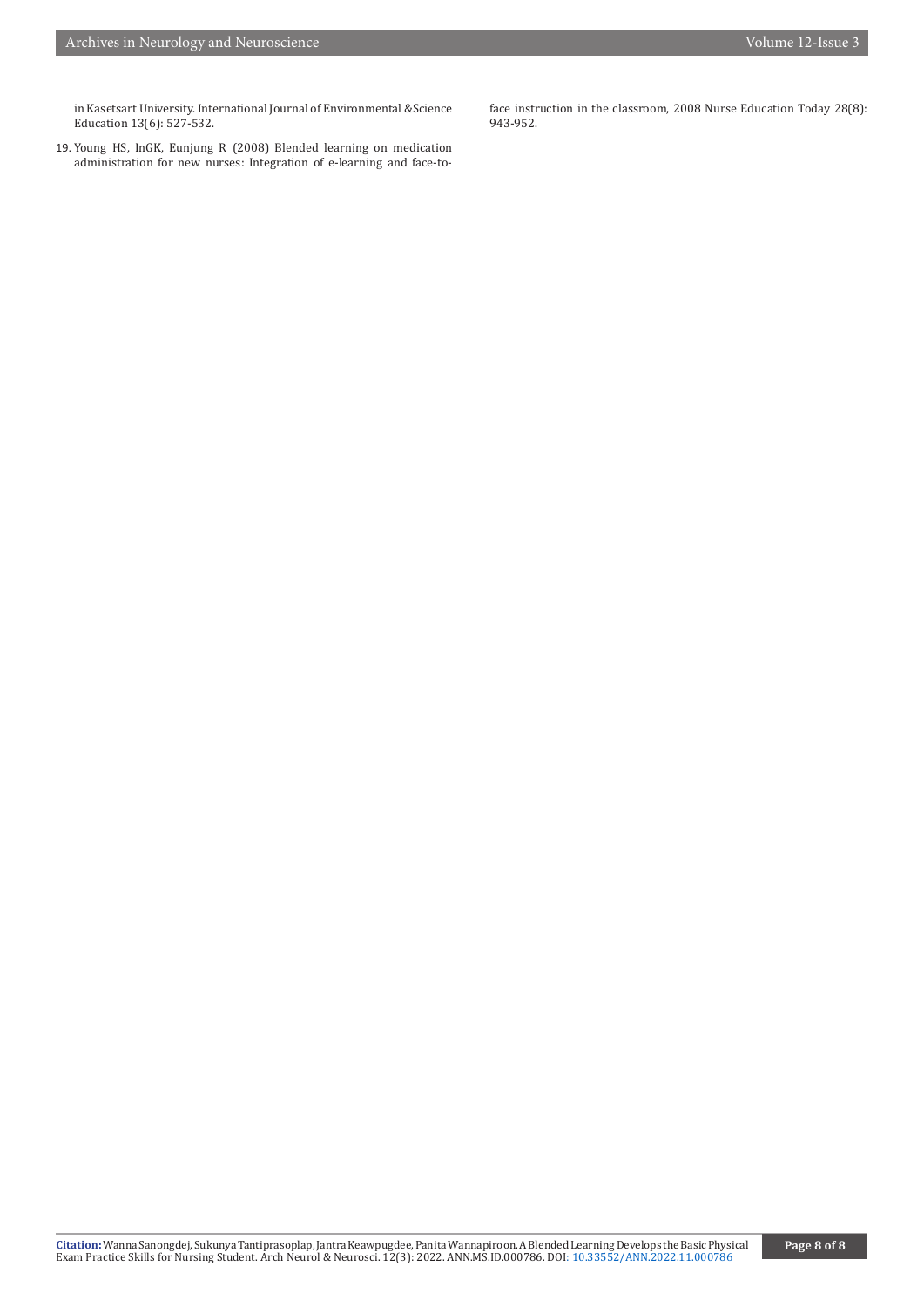in Kasetsart University. International Journal of Environmental &Science Education 13(6): 527-532.

19. Young HS, InGK, Eunjung R (2008) Blended learning on medication administration for new nurses: Integration of e-learning and face-to-face instruction in the classroom, 2008 Nurse Education Today 28(8): 943-952.